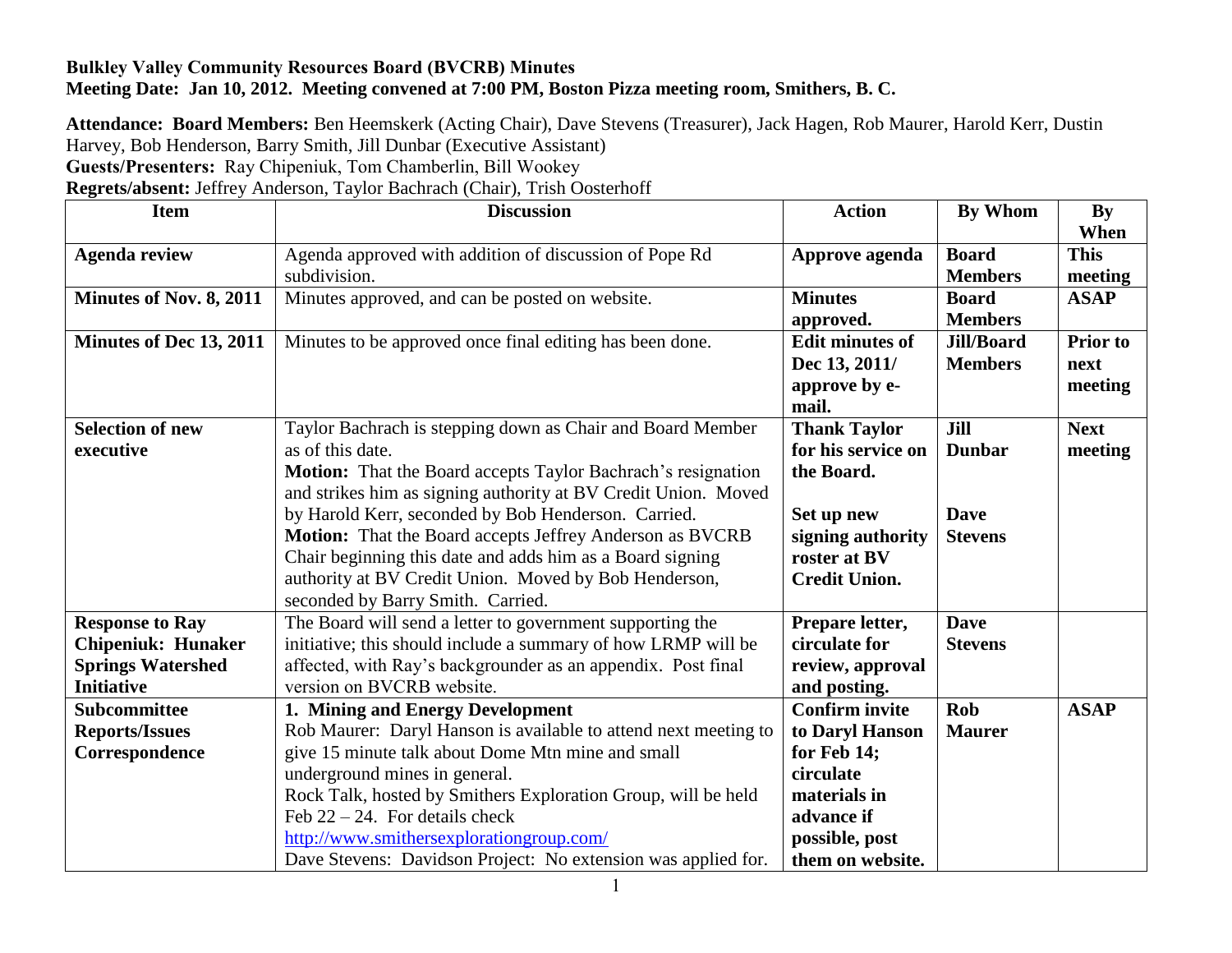**Bulkley Valley Community Resources Board (BVCRB) Minutes**
**Meeting Date: Jan 10, 2012. Meeting convened at 7:00 PM, Boston Pizza meeting room, Smithers, B. C.**

**Attendance: Board Members:** Ben Heemskerk (Acting Chair), Dave Stevens (Treasurer), Jack Hagen, Rob Maurer, Harold Kerr, Dustin Harvey, Bob Henderson, Barry Smith, Jill Dunbar (Executive Assistant)
**Guests/Presenters:** Ray Chipeniuk, Tom Chamberlin, Bill Wookey
**Regrets/absent:** Jeffrey Anderson, Taylor Bachrach (Chair), Trish Oosterhoff

| Item | Discussion | Action | By Whom | By When |
|---|---|---|---|---|
| **Agenda review** | Agenda approved with addition of discussion of Pope Rd subdivision. | **Approve agenda** | **Board Members** | **This meeting** |
| **Minutes of Nov. 8, 2011** | Minutes approved, and can be posted on website. | **Minutes approved.** | **Board Members** | **ASAP** |
| **Minutes of Dec 13, 2011** | Minutes to be approved once final editing has been done. | **Edit minutes of Dec 13, 2011/ approve by e-mail.** | **Jill/Board Members** | **Prior to next meeting** |
| **Selection of new executive** | Taylor Bachrach is stepping down as Chair and Board Member as of this date.<br>**Motion:** That the Board accepts Taylor Bachrach's resignation and strikes him as signing authority at BV Credit Union. Moved by Harold Kerr, seconded by Bob Henderson. Carried.<br>**Motion:** That the Board accepts Jeffrey Anderson as BVCRB Chair beginning this date and adds him as a Board signing authority at BV Credit Union. Moved by Bob Henderson, seconded by Barry Smith. Carried. | **Thank Taylor for his service on the Board.**<br><br>**Set up new signing authority roster at BV Credit Union.** | **Jill Dunbar**<br><br>**Dave Stevens** | **Next meeting** |
| **Response to Ray Chipeniuk: Hunaker Springs Watershed Initiative** | The Board will send a letter to government supporting the initiative; this should include a summary of how LRMP will be affected, with Ray's backgrounder as an appendix. Post final version on BVCRB website. | **Prepare letter, circulate for review, approval and posting.** | **Dave Stevens** | |
| **Subcommittee Reports/Issues Correspondence** | **1. Mining and Energy Development**<br>Rob Maurer: Daryl Hanson is available to attend next meeting to give 15 minute talk about Dome Mtn mine and small underground mines in general.<br>Rock Talk, hosted by Smithers Exploration Group, will be held Feb 22 – 24. For details check http://www.smithersexplorationgroup.com/<br>Dave Stevens: Davidson Project: No extension was applied for. | **Confirm invite to Daryl Hanson for Feb 14; circulate materials in advance if possible, post them on website.** | **Rob Maurer** | **ASAP** |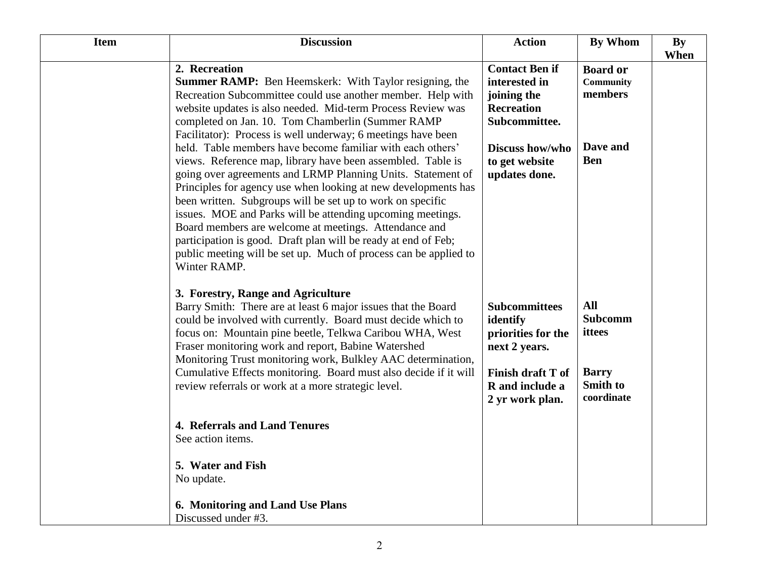| Item | Discussion | Action | By Whom | By When |
|---|---|---|---|---|
| | **2. Recreation**<br>**Summer RAMP:** Ben Heemskerk: With Taylor resigning, the Recreation Subcommittee could use another member. Help with website updates is also needed. Mid-term Process Review was completed on Jan. 10. Tom Chamberlin (Summer RAMP Facilitator): Process is well underway; 6 meetings have been held. Table members have become familiar with each others' views. Reference map, library have been assembled. Table is going over agreements and LRMP Planning Units. Statement of Principles for agency use when looking at new developments has been written. Subgroups will be set up to work on specific issues. MOE and Parks will be attending upcoming meetings. Board members are welcome at meetings. Attendance and participation is good. Draft plan will be ready at end of Feb; public meeting will be set up. Much of process can be applied to Winter RAMP. | **Contact Ben if interested in joining the Recreation Subcommittee.**<br><br>**Discuss how/who to get website updates done.** | **Board or Community members**<br><br>**Dave and Ben** | |
| | **3. Forestry, Range and Agriculture**<br>Barry Smith: There are at least 6 major issues that the Board could be involved with currently. Board must decide which to focus on: Mountain pine beetle, Telkwa Caribou WHA, West Fraser monitoring work and report, Babine Watershed Monitoring Trust monitoring work, Bulkley AAC determination, Cumulative Effects monitoring. Board must also decide if it will review referrals or work at a more strategic level. | **Subcommittees identify priorities for the next 2 years.**<br><br>**Finish draft T of R and include a 2 yr work plan.** | **All Subcommittees**<br><br>**Barry Smith to coordinate** | |
| | **4. Referrals and Land Tenures**<br>See action items. | | | |
| | **5. Water and Fish**<br>No update. | | | |
| | **6. Monitoring and Land Use Plans**<br>Discussed under #3. | | | |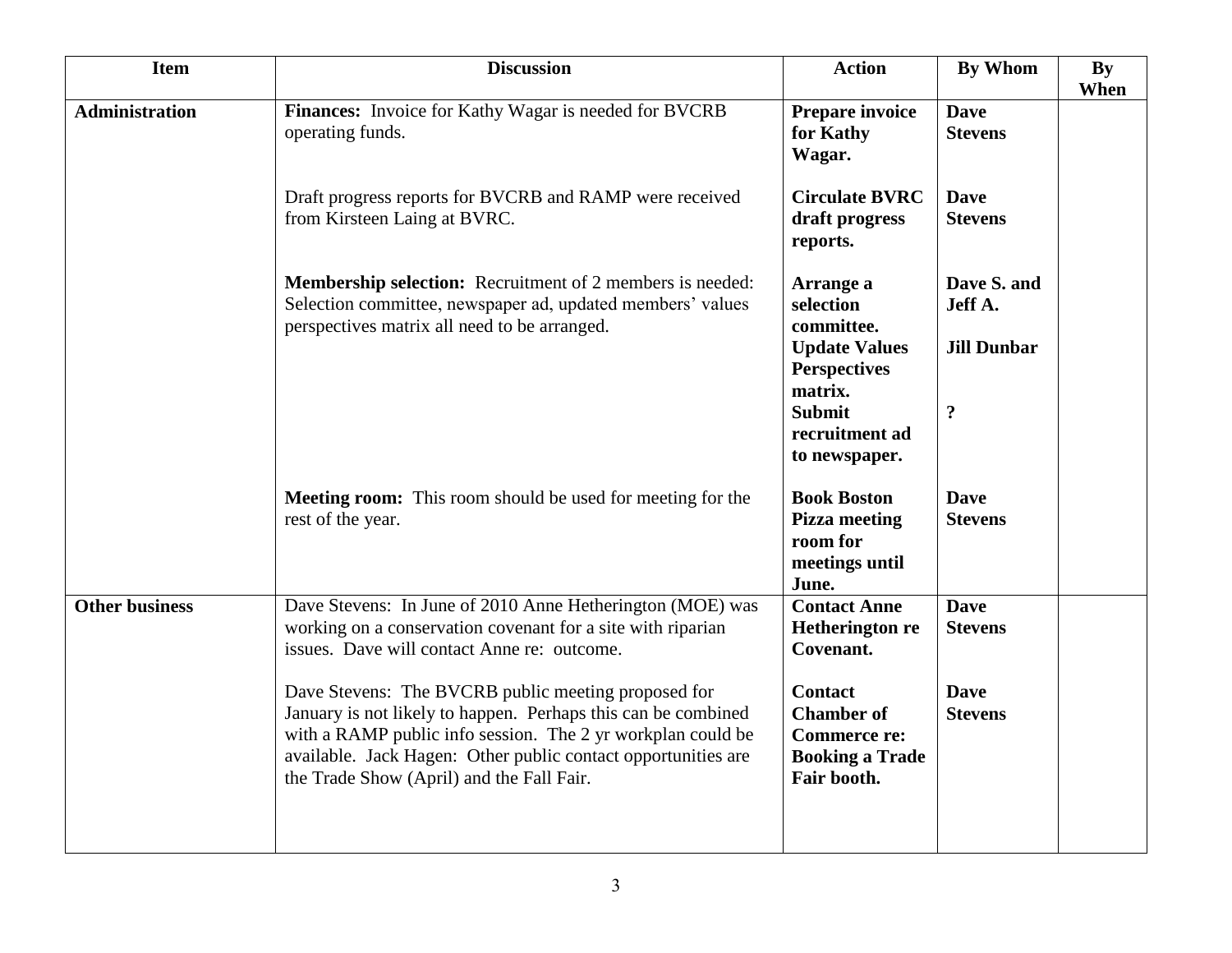| Item | Discussion | Action | By Whom | By When |
|---|---|---|---|---|
| **Administration** | **Finances:** Invoice for Kathy Wagar is needed for BVCRB operating funds. | **Prepare invoice for Kathy Wagar.** | **Dave Stevens** | |
| | Draft progress reports for BVCRB and RAMP were received from Kirsteen Laing at BVRC. | **Circulate BVRC draft progress reports.** | **Dave Stevens** | |
| | **Membership selection:** Recruitment of 2 members is needed: Selection committee, newspaper ad, updated members' values perspectives matrix all need to be arranged. | **Arrange a selection committee.**<br>**Update Values Perspectives matrix.**<br>**Submit recruitment ad to newspaper.** | **Dave S. and Jeff A.**<br>**Jill Dunbar**<br>**?** | |
| | **Meeting room:** This room should be used for meeting for the rest of the year. | **Book Boston Pizza meeting room for meetings until June.** | **Dave Stevens** | |
| **Other business** | Dave Stevens: In June of 2010 Anne Hetherington (MOE) was working on a conservation covenant for a site with riparian issues. Dave will contact Anne re: outcome. | **Contact Anne Hetherington re Covenant.** | **Dave Stevens** | |
| | Dave Stevens: The BVCRB public meeting proposed for January is not likely to happen. Perhaps this can be combined with a RAMP public info session. The 2 yr workplan could be available. Jack Hagen: Other public contact opportunities are the Trade Show (April) and the Fall Fair. | **Contact Chamber of Commerce re: Booking a Trade Fair booth.** | **Dave Stevens** | |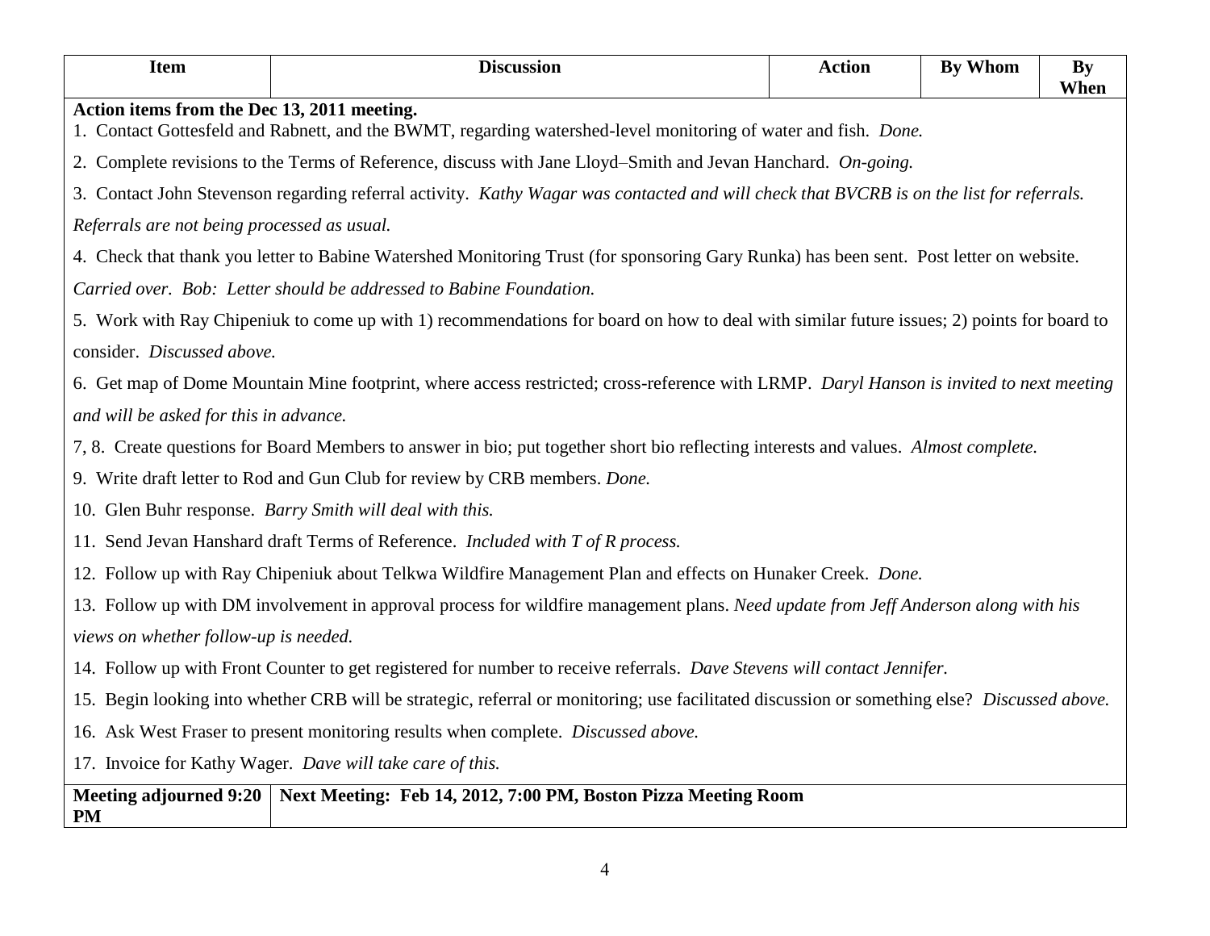| Item | Discussion | Action | By Whom | By When |
|---|---|---|---|---|
| **Action items from the Dec 13, 2011 meeting.** | | | | |
| 1. Contact Gottesfeld and Rabnett, and the BWMT, regarding watershed-level monitoring of water and fish. *Done.* | | | | |
| 2. Complete revisions to the Terms of Reference, discuss with Jane Lloyd–Smith and Jevan Hanchard. *On-going.* | | | | |
| 3. Contact John Stevenson regarding referral activity. *Kathy Wagar was contacted and will check that BVCRB is on the list for referrals. Referrals are not being processed as usual.* | | | | |
| 4. Check that thank you letter to Babine Watershed Monitoring Trust (for sponsoring Gary Runka) has been sent. Post letter on website. *Carried over. Bob: Letter should be addressed to Babine Foundation.* | | | | |
| 5. Work with Ray Chipeniuk to come up with 1) recommendations for board on how to deal with similar future issues; 2) points for board to consider. *Discussed above.* | | | | |
| 6. Get map of Dome Mountain Mine footprint, where access restricted; cross-reference with LRMP. *Daryl Hanson is invited to next meeting and will be asked for this in advance.* | | | | |
| 7, 8. Create questions for Board Members to answer in bio; put together short bio reflecting interests and values. *Almost complete.* | | | | |
| 9. Write draft letter to Rod and Gun Club for review by CRB members. *Done.* | | | | |
| 10. Glen Buhr response. *Barry Smith will deal with this.* | | | | |
| 11. Send Jevan Hanshard draft Terms of Reference. *Included with T of R process.* | | | | |
| 12. Follow up with Ray Chipeniuk about Telkwa Wildfire Management Plan and effects on Hunaker Creek. *Done.* | | | | |
| 13. Follow up with DM involvement in approval process for wildfire management plans. *Need update from Jeff Anderson along with his views on whether follow-up is needed.* | | | | |
| 14. Follow up with Front Counter to get registered for number to receive referrals. *Dave Stevens will contact Jennifer.* | | | | |
| 15. Begin looking into whether CRB will be strategic, referral or monitoring; use facilitated discussion or something else? *Discussed above.* | | | | |
| 16. Ask West Fraser to present monitoring results when complete. *Discussed above.* | | | | |
| 17. Invoice for Kathy Wager. *Dave will take care of this.* | | | | |
| **Meeting adjourned 9:20 PM** | **Next Meeting: Feb 14, 2012, 7:00 PM, Boston Pizza Meeting Room** | | | |